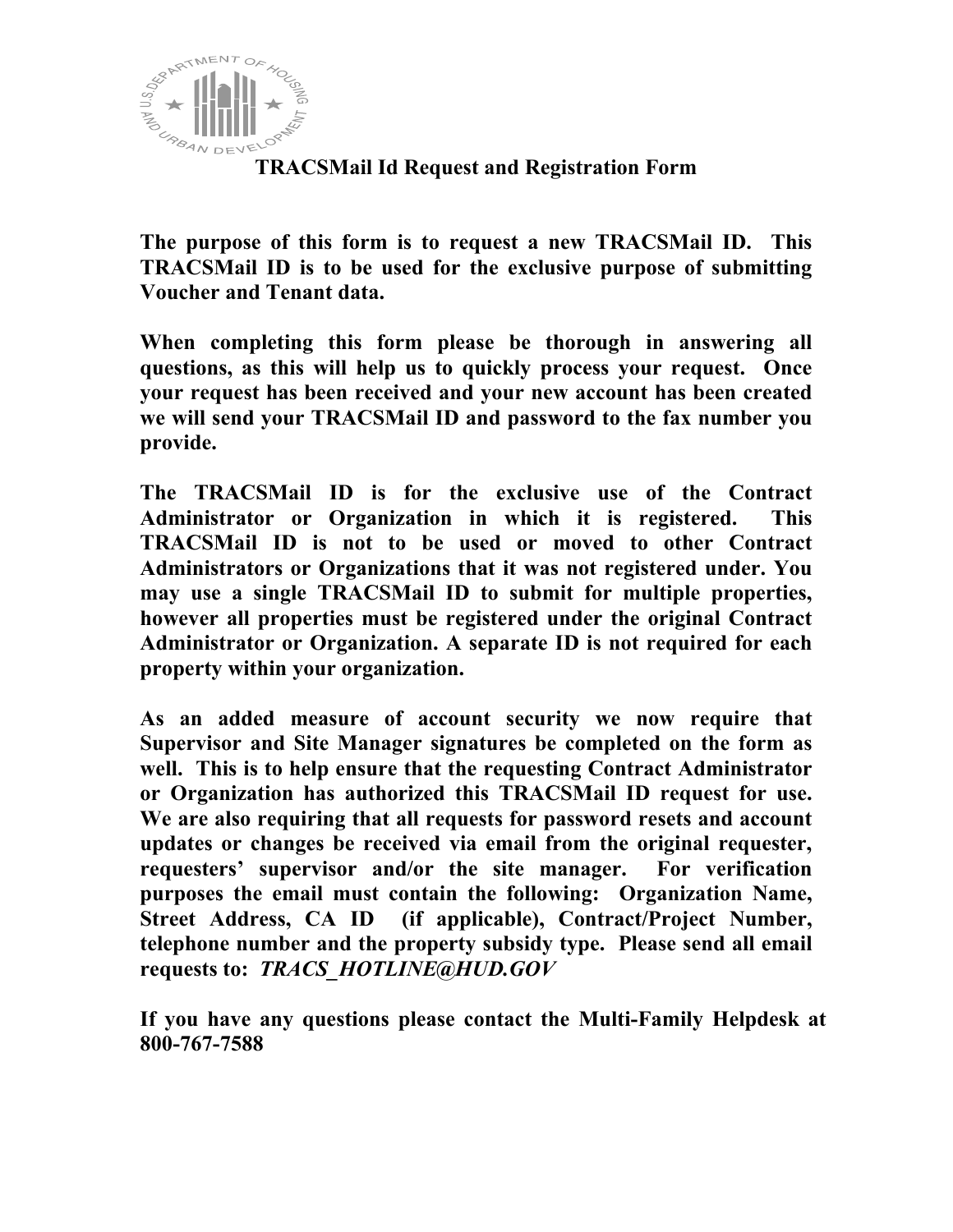# TRACSMail Id Request and Registration Form

**The purpose of this form is to request a new TRACSMail ID. This TRACSMail ID is to be used for the exclusive purpose of submitting Voucher and Tenant data.**

**When completing this form please be thorough in answering all questions, as this will help us to quickly process your request. Once your request has been received and your new account has been created we will send your TRACSMail ID and password to the fax number you provide.**

**The TRACSMail ID is for the exclusive use of the Contract Administrator or Organization in which it is registered. This TRACSMail ID is not to be used or moved to other Contract Administrators or Organizations that it was not registered under. You may use a single TRACSMail ID to submit for multiple properties, however all properties must be registered under the original Contract Administrator or Organization. A separate ID is not required for each property within your organization.**

**As an added measure of account security we now require that Supervisor and Site Manager signatures be completed on the form as well. This is to help ensure that the requesting Contract Administrator or Organization has authorized this TRACSMail ID request for use. We are also requiring that all requests for password resets and account updates or changes be received via email from the original requester, requesters' supervisor and/or the site manager. For verification purposes the email must contain the following: Organization Name, Street Address, CA ID (if applicable), Contract/Project Number, telephone number and the property subsidy type. Please send all email requests to: *TRACS_HOTLINE@HUD.GOV***

**If you have any questions please contact the Multi-Family Helpdesk at 800-767-7588**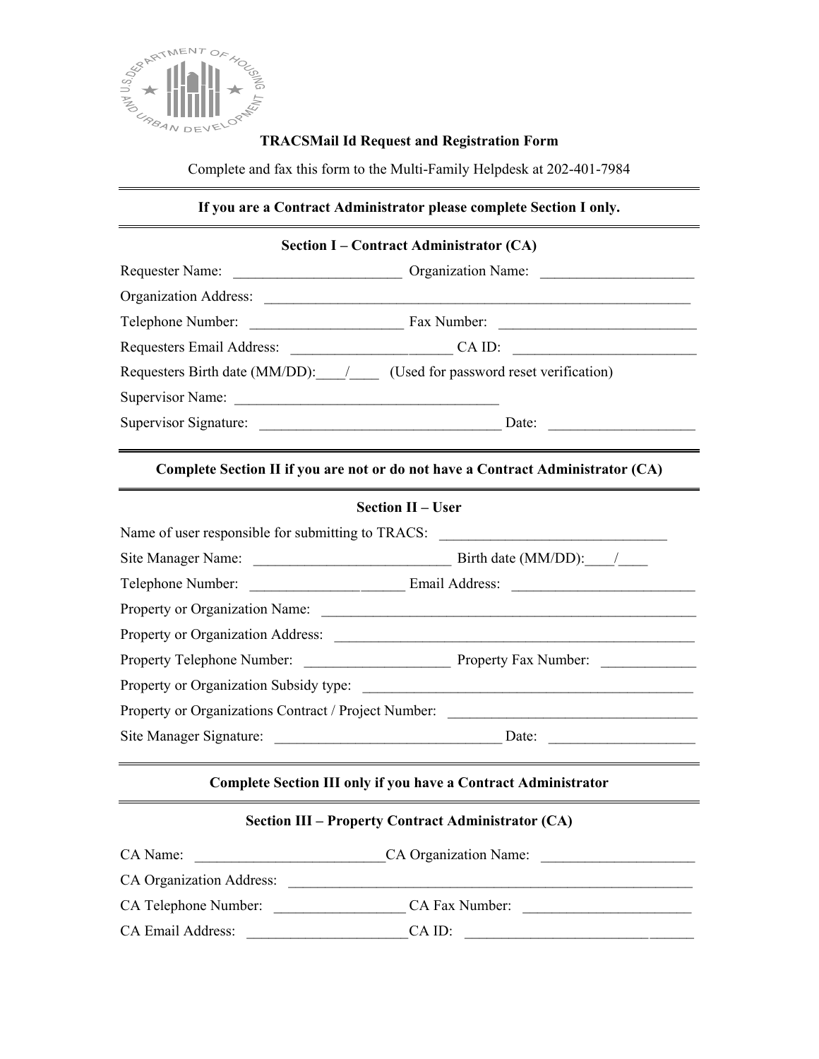# TRACSMail Id Request and Registration Form

Complete and fax this form to the Multi-Family Helpdesk at 202-401-7984

---

**If you are a Contract Administrator please complete Section I only.**

---

## Section I – Contract Administrator (CA)

Requester Name: _______________________ Organization Name: _____________________

Organization Address: __________________________________________________________

Telephone Number: _____________________ Fax Number: ___________________________

Requesters Email Address: _____________________ CA ID: _________________________

Requesters Birth date (MM/DD):____/____ (Used for password reset verification)

Supervisor Name: ____________________________________

Supervisor Signature: _________________________________ Date: ____________________

---

**Complete Section II if you are not or do not have a Contract Administrator (CA)**

---

## Section II – User

Name of user responsible for submitting to TRACS: ______________________________

Site Manager Name: ___________________________ Birth date (MM/DD):____/____

Telephone Number: ______________________ Email Address: _________________________

Property or Organization Name: ____________________________________________________

Property or Organization Address: __________________________________________________

Property Telephone Number: ____________________ Property Fax Number: _____________

Property or Organization Subsidy type: ______________________________________________

Property or Organizations Contract / Project Number: _________________________________

Site Manager Signature: _______________________________ Date: ____________________

---

**Complete Section III only if you have a Contract Administrator**

---

## Section III – Property Contract Administrator (CA)

CA Name: __________________________CA Organization Name: _____________________

CA Organization Address: _________________________________________________________

CA Telephone Number: __________________ CA Fax Number: _______________________

CA Email Address: _____________________CA ID: ________________________________